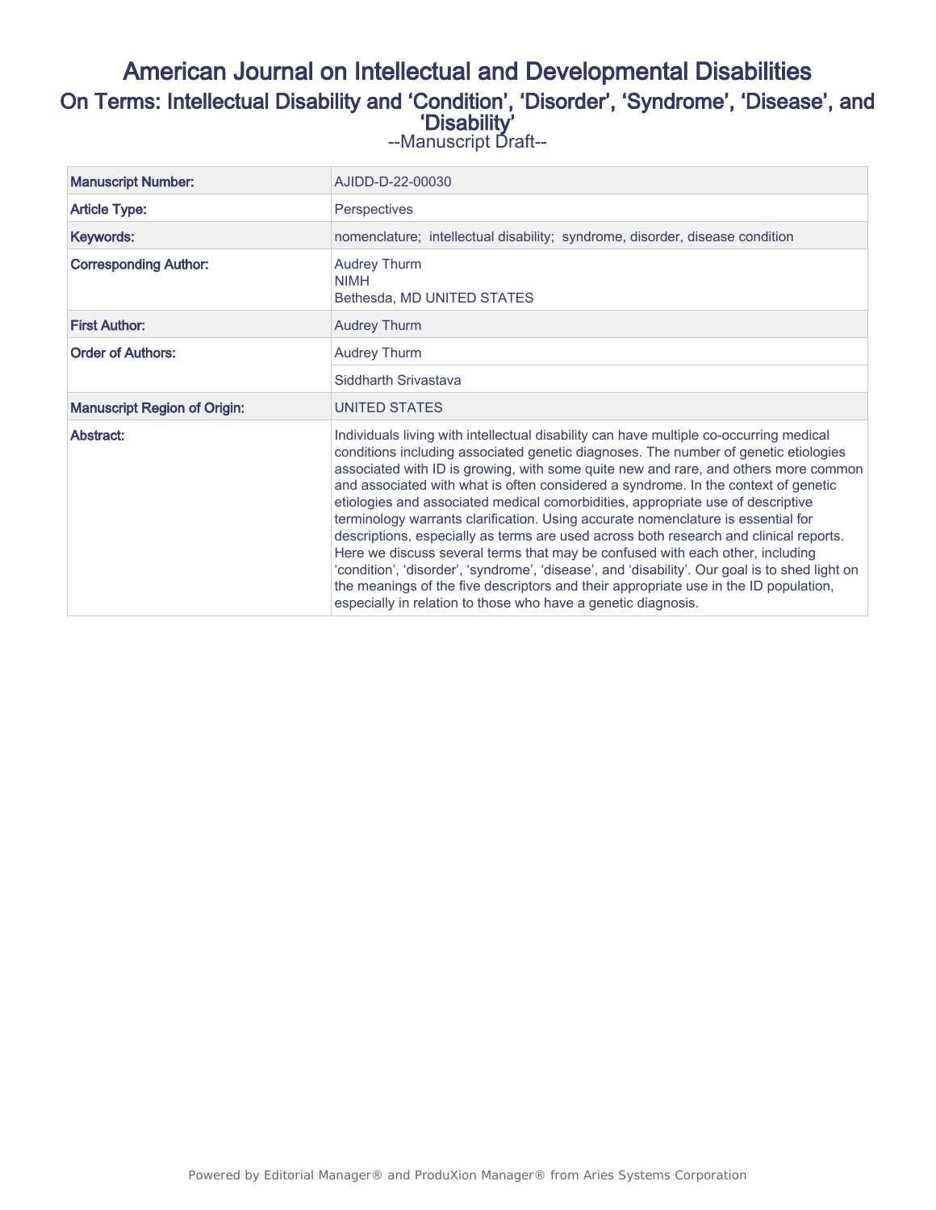# American Journal on Intellectual and Developmental Disabilities

## On Terms: Intellectual Disability and 'Condition', 'Disorder', 'Syndrome', 'Disease', and 'Disability'

--Manuscript Draft--

| | |
|---|---|
| **Manuscript Number:** | AJIDD-D-22-00030 |
| **Article Type:** | Perspectives |
| **Keywords:** | nomenclature; intellectual disability; syndrome, disorder, disease condition |
| **Corresponding Author:** | Audrey Thurm<br>NIMH<br>Bethesda, MD UNITED STATES |
| **First Author:** | Audrey Thurm |
| **Order of Authors:** | Audrey Thurm |
| | Siddharth Srivastava |
| **Manuscript Region of Origin:** | UNITED STATES |
| **Abstract:** | Individuals living with intellectual disability can have multiple co-occurring medical conditions including associated genetic diagnoses. The number of genetic etiologies associated with ID is growing, with some quite new and rare, and others more common and associated with what is often considered a syndrome. In the context of genetic etiologies and associated medical comorbidities, appropriate use of descriptive terminology warrants clarification. Using accurate nomenclature is essential for descriptions, especially as terms are used across both research and clinical reports. Here we discuss several terms that may be confused with each other, including 'condition', 'disorder', 'syndrome', 'disease', and 'disability'. Our goal is to shed light on the meanings of the five descriptors and their appropriate use in the ID population, especially in relation to those who have a genetic diagnosis. |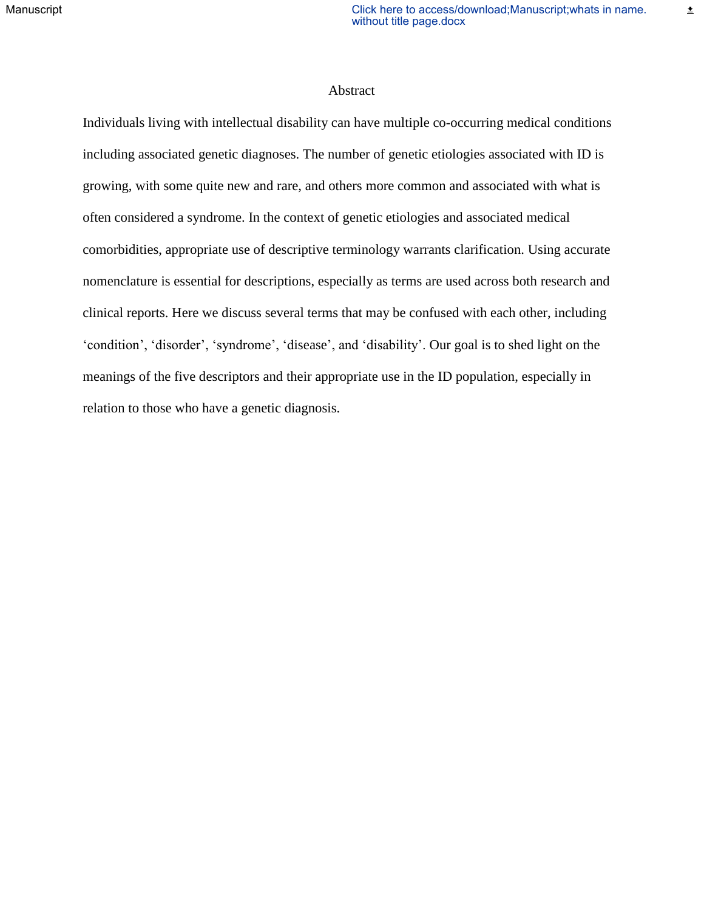# Abstract

Individuals living with intellectual disability can have multiple co-occurring medical conditions including associated genetic diagnoses. The number of genetic etiologies associated with ID is growing, with some quite new and rare, and others more common and associated with what is often considered a syndrome. In the context of genetic etiologies and associated medical comorbidities, appropriate use of descriptive terminology warrants clarification. Using accurate nomenclature is essential for descriptions, especially as terms are used across both research and clinical reports. Here we discuss several terms that may be confused with each other, including 'condition', 'disorder', 'syndrome', 'disease', and 'disability'. Our goal is to shed light on the meanings of the five descriptors and their appropriate use in the ID population, especially in relation to those who have a genetic diagnosis.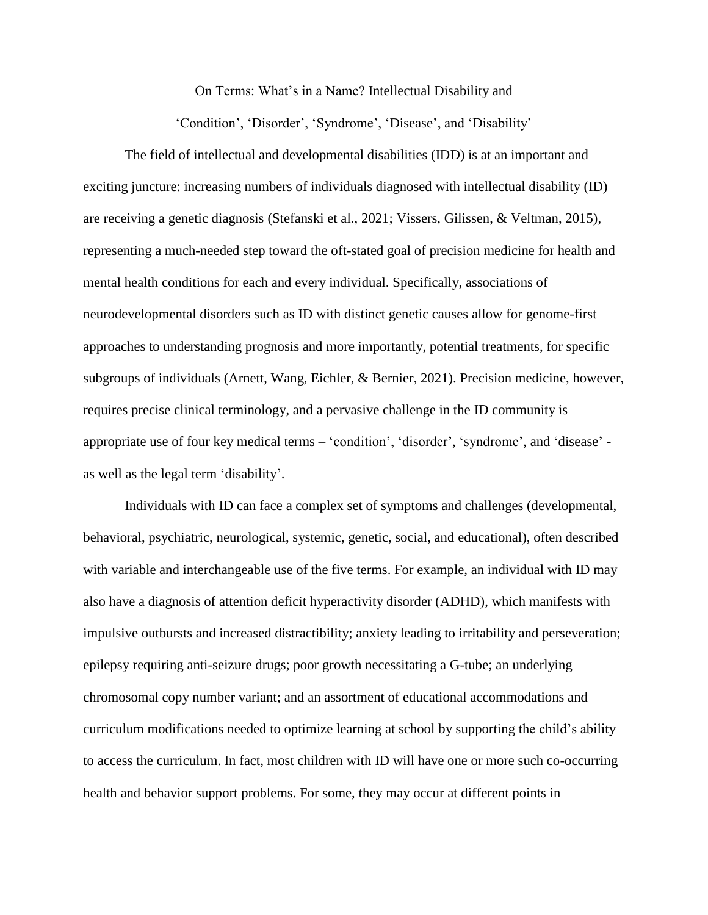On Terms: What's in a Name? Intellectual Disability and

'Condition', 'Disorder', 'Syndrome', 'Disease', and 'Disability'

The field of intellectual and developmental disabilities (IDD) is at an important and exciting juncture: increasing numbers of individuals diagnosed with intellectual disability (ID) are receiving a genetic diagnosis (Stefanski et al., 2021; Vissers, Gilissen, & Veltman, 2015), representing a much-needed step toward the oft-stated goal of precision medicine for health and mental health conditions for each and every individual. Specifically, associations of neurodevelopmental disorders such as ID with distinct genetic causes allow for genome-first approaches to understanding prognosis and more importantly, potential treatments, for specific subgroups of individuals (Arnett, Wang, Eichler, & Bernier, 2021). Precision medicine, however, requires precise clinical terminology, and a pervasive challenge in the ID community is appropriate use of four key medical terms – 'condition', 'disorder', 'syndrome', and 'disease' - as well as the legal term 'disability'.

Individuals with ID can face a complex set of symptoms and challenges (developmental, behavioral, psychiatric, neurological, systemic, genetic, social, and educational), often described with variable and interchangeable use of the five terms. For example, an individual with ID may also have a diagnosis of attention deficit hyperactivity disorder (ADHD), which manifests with impulsive outbursts and increased distractibility; anxiety leading to irritability and perseveration; epilepsy requiring anti-seizure drugs; poor growth necessitating a G-tube; an underlying chromosomal copy number variant; and an assortment of educational accommodations and curriculum modifications needed to optimize learning at school by supporting the child's ability to access the curriculum. In fact, most children with ID will have one or more such co-occurring health and behavior support problems. For some, they may occur at different points in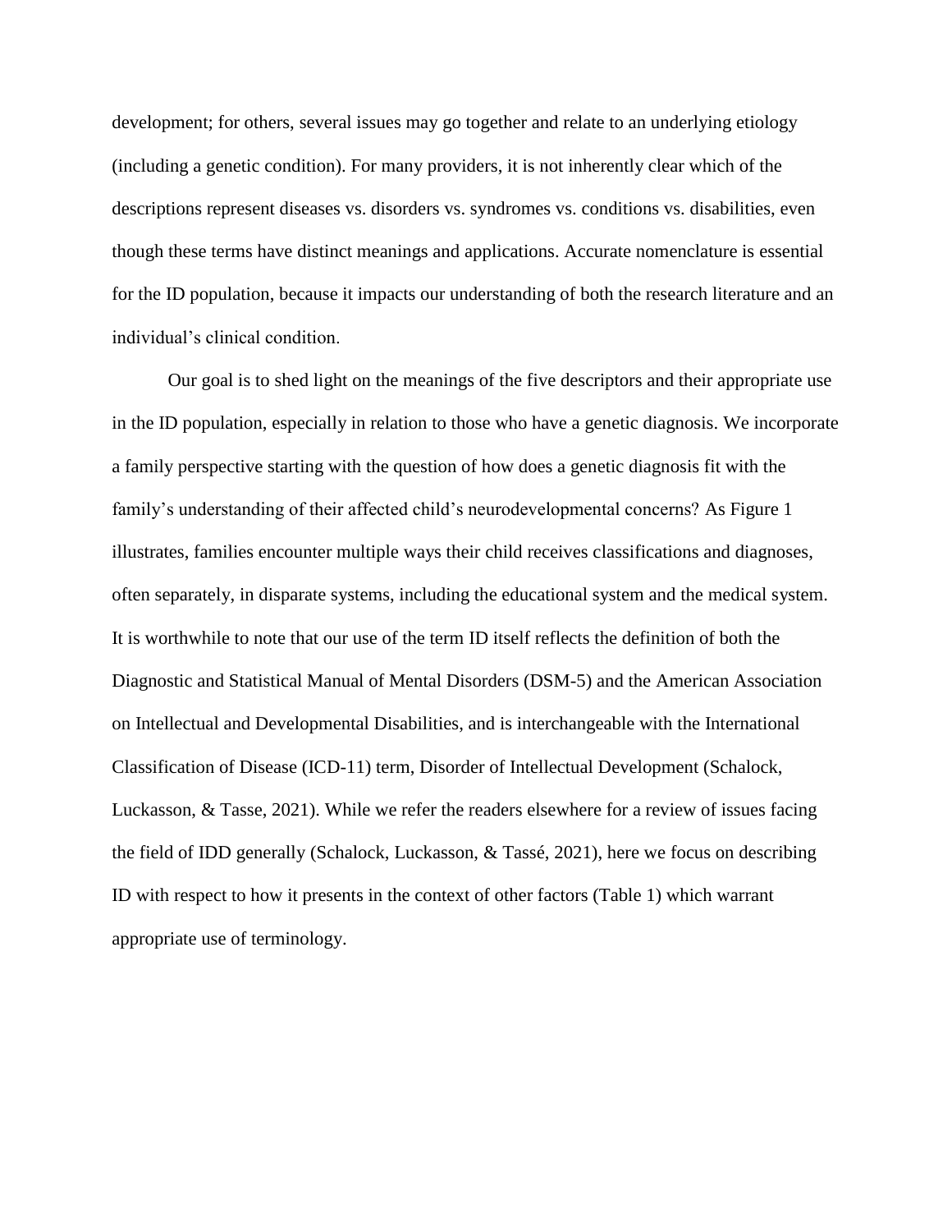development; for others, several issues may go together and relate to an underlying etiology (including a genetic condition). For many providers, it is not inherently clear which of the descriptions represent diseases vs. disorders vs. syndromes vs. conditions vs. disabilities, even though these terms have distinct meanings and applications. Accurate nomenclature is essential for the ID population, because it impacts our understanding of both the research literature and an individual's clinical condition.

Our goal is to shed light on the meanings of the five descriptors and their appropriate use in the ID population, especially in relation to those who have a genetic diagnosis. We incorporate a family perspective starting with the question of how does a genetic diagnosis fit with the family's understanding of their affected child's neurodevelopmental concerns? As Figure 1 illustrates, families encounter multiple ways their child receives classifications and diagnoses, often separately, in disparate systems, including the educational system and the medical system. It is worthwhile to note that our use of the term ID itself reflects the definition of both the Diagnostic and Statistical Manual of Mental Disorders (DSM-5) and the American Association on Intellectual and Developmental Disabilities, and is interchangeable with the International Classification of Disease (ICD-11) term, Disorder of Intellectual Development (Schalock, Luckasson, & Tasse, 2021). While we refer the readers elsewhere for a review of issues facing the field of IDD generally (Schalock, Luckasson, & Tassé, 2021), here we focus on describing ID with respect to how it presents in the context of other factors (Table 1) which warrant appropriate use of terminology.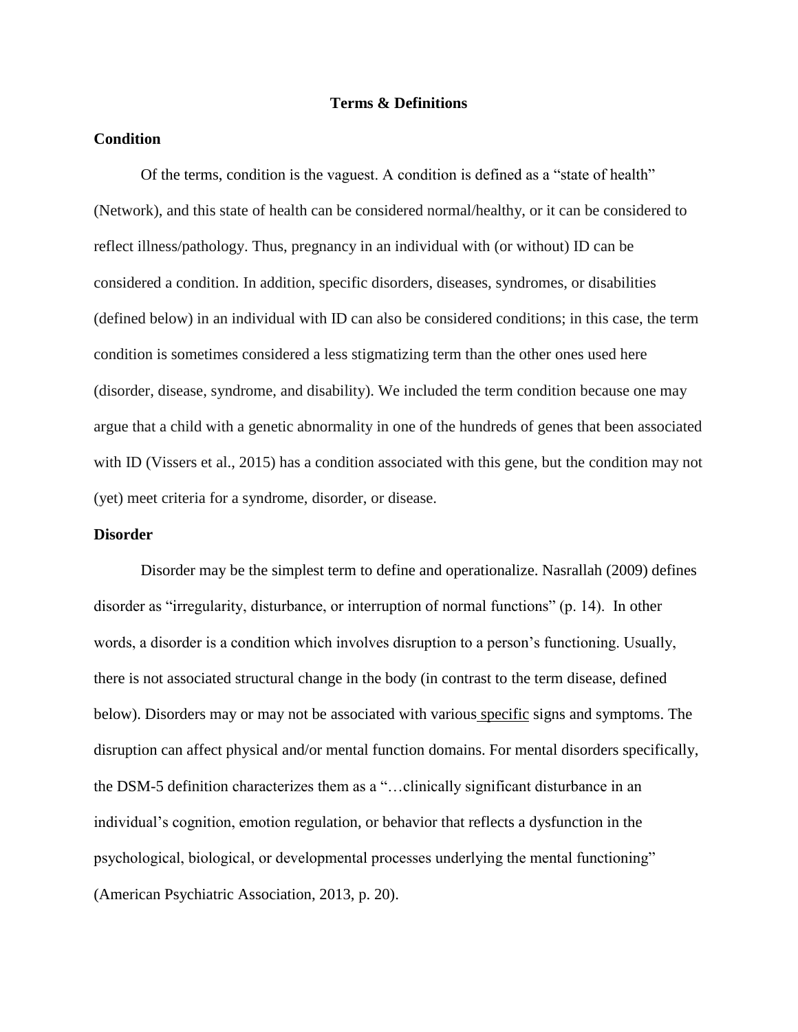# Terms & Definitions

## Condition

Of the terms, condition is the vaguest. A condition is defined as a "state of health" (Network), and this state of health can be considered normal/healthy, or it can be considered to reflect illness/pathology. Thus, pregnancy in an individual with (or without) ID can be considered a condition. In addition, specific disorders, diseases, syndromes, or disabilities (defined below) in an individual with ID can also be considered conditions; in this case, the term condition is sometimes considered a less stigmatizing term than the other ones used here (disorder, disease, syndrome, and disability). We included the term condition because one may argue that a child with a genetic abnormality in one of the hundreds of genes that been associated with ID (Vissers et al., 2015) has a condition associated with this gene, but the condition may not (yet) meet criteria for a syndrome, disorder, or disease.

## Disorder

Disorder may be the simplest term to define and operationalize. Nasrallah (2009) defines disorder as "irregularity, disturbance, or interruption of normal functions" (p. 14). In other words, a disorder is a condition which involves disruption to a person's functioning. Usually, there is not associated structural change in the body (in contrast to the term disease, defined below). Disorders may or may not be associated with various specific signs and symptoms. The disruption can affect physical and/or mental function domains. For mental disorders specifically, the DSM-5 definition characterizes them as a "…clinically significant disturbance in an individual's cognition, emotion regulation, or behavior that reflects a dysfunction in the psychological, biological, or developmental processes underlying the mental functioning" (American Psychiatric Association, 2013, p. 20).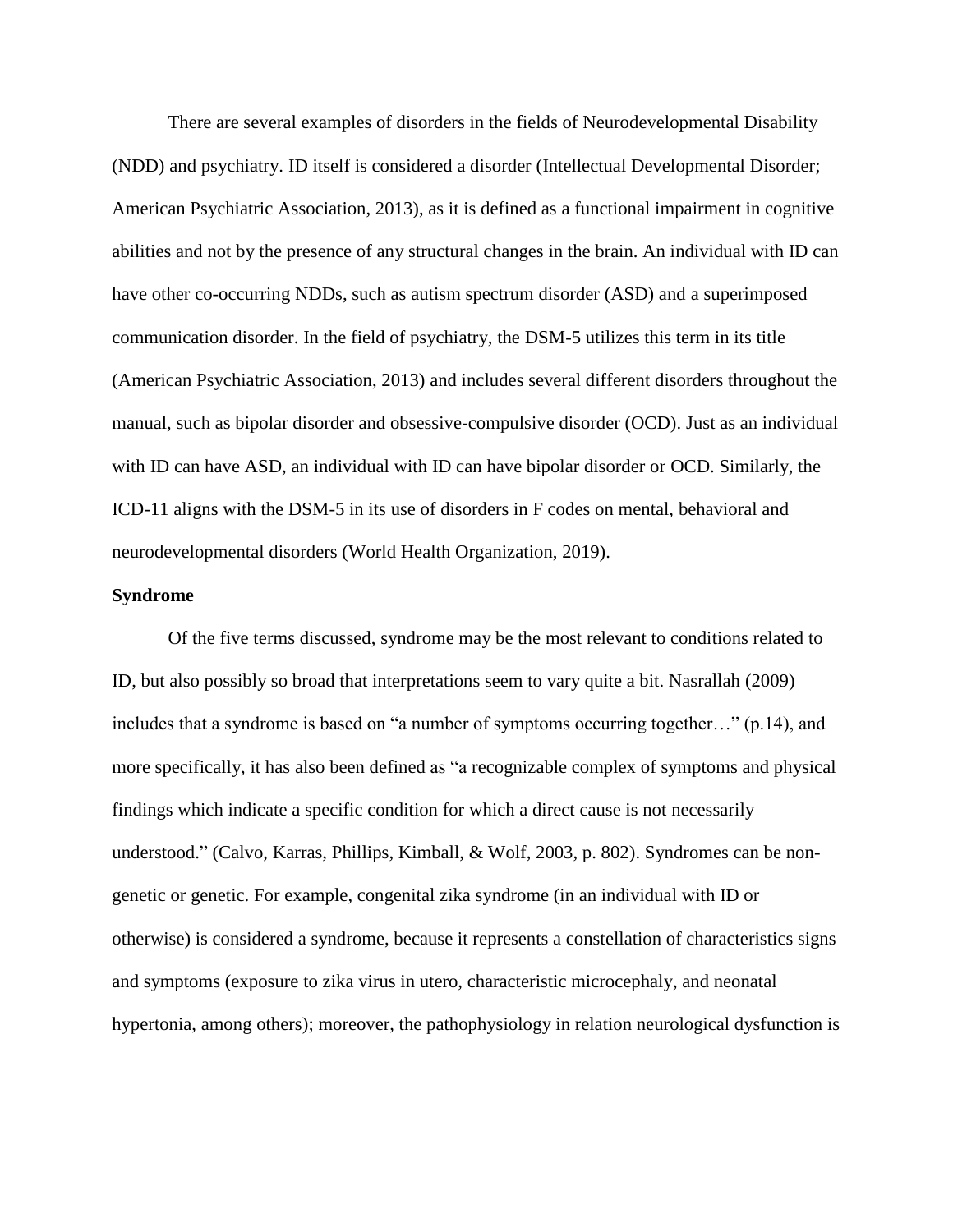There are several examples of disorders in the fields of Neurodevelopmental Disability (NDD) and psychiatry. ID itself is considered a disorder (Intellectual Developmental Disorder; American Psychiatric Association, 2013), as it is defined as a functional impairment in cognitive abilities and not by the presence of any structural changes in the brain. An individual with ID can have other co-occurring NDDs, such as autism spectrum disorder (ASD) and a superimposed communication disorder. In the field of psychiatry, the DSM-5 utilizes this term in its title (American Psychiatric Association, 2013) and includes several different disorders throughout the manual, such as bipolar disorder and obsessive-compulsive disorder (OCD). Just as an individual with ID can have ASD, an individual with ID can have bipolar disorder or OCD. Similarly, the ICD-11 aligns with the DSM-5 in its use of disorders in F codes on mental, behavioral and neurodevelopmental disorders (World Health Organization, 2019).

**Syndrome**

Of the five terms discussed, syndrome may be the most relevant to conditions related to ID, but also possibly so broad that interpretations seem to vary quite a bit. Nasrallah (2009) includes that a syndrome is based on "a number of symptoms occurring together…" (p.14), and more specifically, it has also been defined as "a recognizable complex of symptoms and physical findings which indicate a specific condition for which a direct cause is not necessarily understood." (Calvo, Karras, Phillips, Kimball, & Wolf, 2003, p. 802). Syndromes can be non-genetic or genetic. For example, congenital zika syndrome (in an individual with ID or otherwise) is considered a syndrome, because it represents a constellation of characteristics signs and symptoms (exposure to zika virus in utero, characteristic microcephaly, and neonatal hypertonia, among others); moreover, the pathophysiology in relation neurological dysfunction is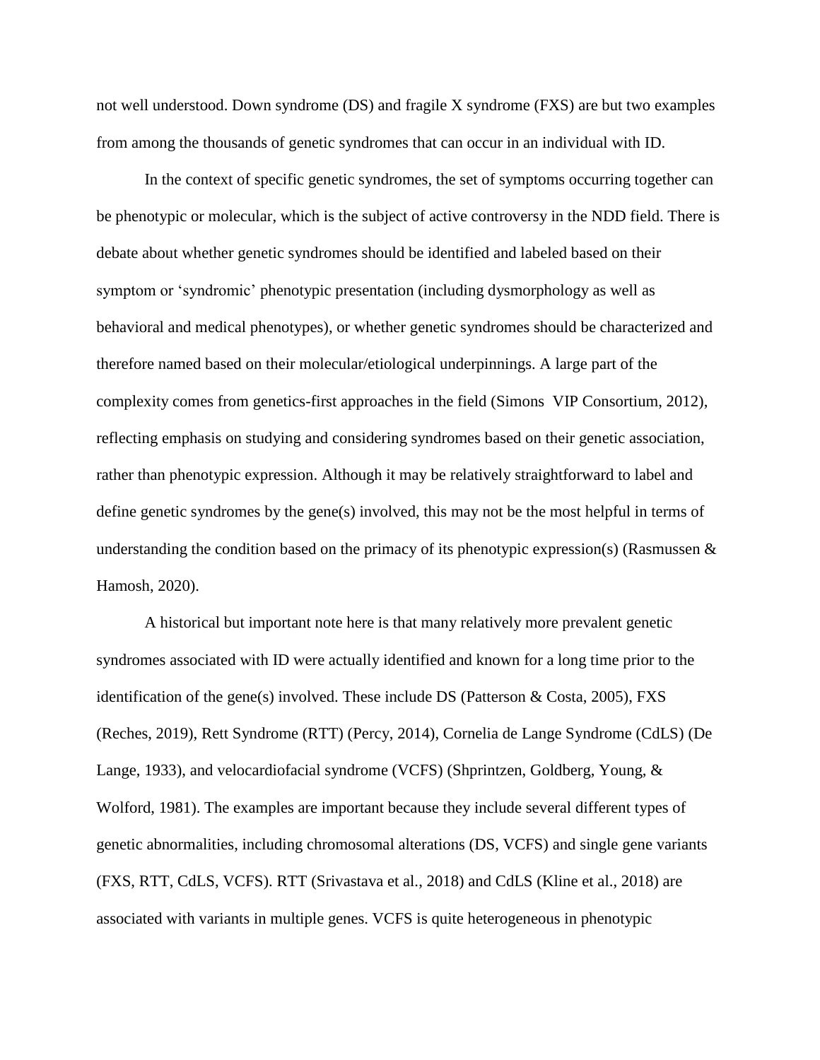not well understood. Down syndrome (DS) and fragile X syndrome (FXS) are but two examples from among the thousands of genetic syndromes that can occur in an individual with ID.

In the context of specific genetic syndromes, the set of symptoms occurring together can be phenotypic or molecular, which is the subject of active controversy in the NDD field. There is debate about whether genetic syndromes should be identified and labeled based on their symptom or 'syndromic' phenotypic presentation (including dysmorphology as well as behavioral and medical phenotypes), or whether genetic syndromes should be characterized and therefore named based on their molecular/etiological underpinnings. A large part of the complexity comes from genetics-first approaches in the field (Simons VIP Consortium, 2012), reflecting emphasis on studying and considering syndromes based on their genetic association, rather than phenotypic expression. Although it may be relatively straightforward to label and define genetic syndromes by the gene(s) involved, this may not be the most helpful in terms of understanding the condition based on the primacy of its phenotypic expression(s) (Rasmussen & Hamosh, 2020).

A historical but important note here is that many relatively more prevalent genetic syndromes associated with ID were actually identified and known for a long time prior to the identification of the gene(s) involved. These include DS (Patterson & Costa, 2005), FXS (Reches, 2019), Rett Syndrome (RTT) (Percy, 2014), Cornelia de Lange Syndrome (CdLS) (De Lange, 1933), and velocardiofacial syndrome (VCFS) (Shprintzen, Goldberg, Young, & Wolford, 1981). The examples are important because they include several different types of genetic abnormalities, including chromosomal alterations (DS, VCFS) and single gene variants (FXS, RTT, CdLS, VCFS). RTT (Srivastava et al., 2018) and CdLS (Kline et al., 2018) are associated with variants in multiple genes. VCFS is quite heterogeneous in phenotypic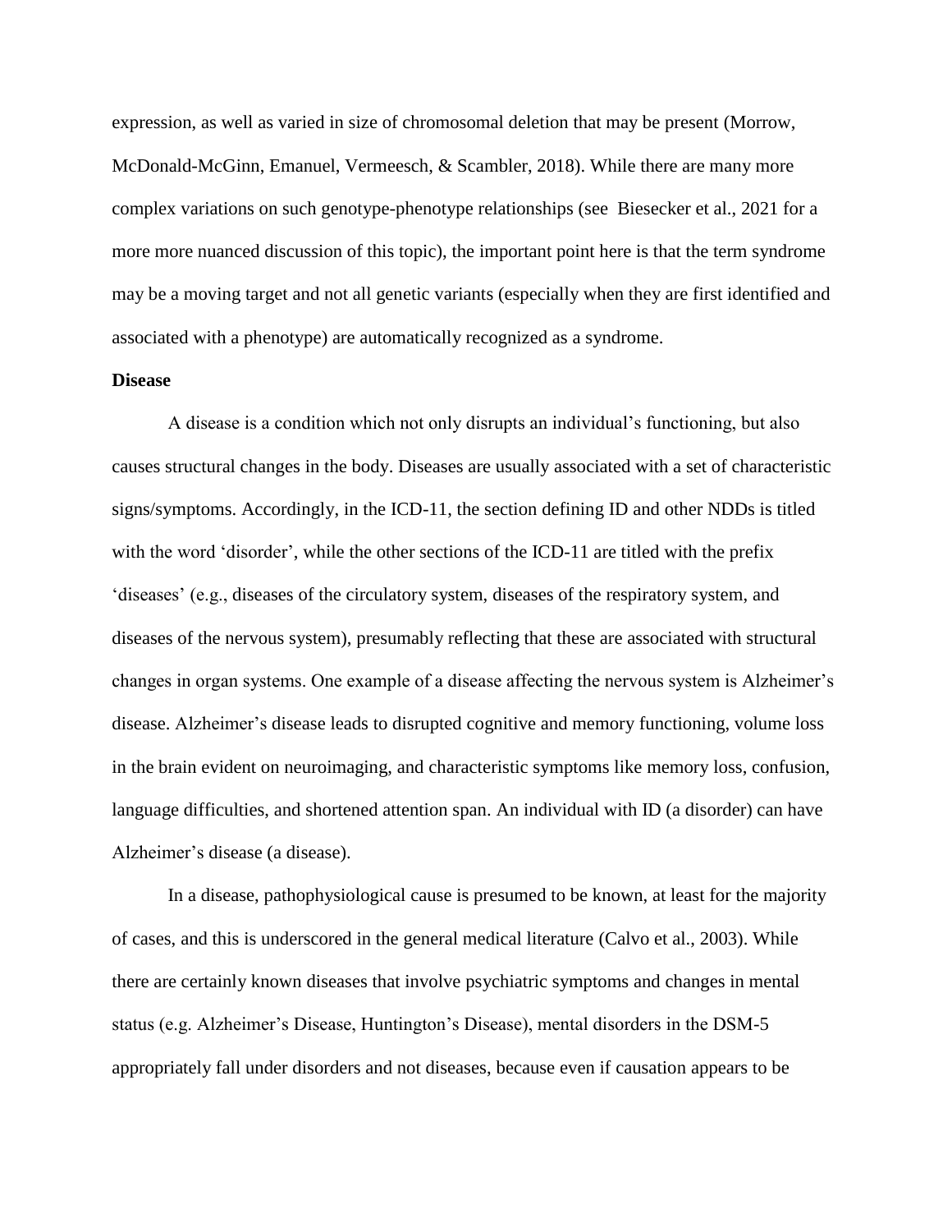expression, as well as varied in size of chromosomal deletion that may be present (Morrow, McDonald-McGinn, Emanuel, Vermeesch, & Scambler, 2018). While there are many more complex variations on such genotype-phenotype relationships (see  Biesecker et al., 2021 for a more more nuanced discussion of this topic), the important point here is that the term syndrome may be a moving target and not all genetic variants (especially when they are first identified and associated with a phenotype) are automatically recognized as a syndrome.

**Disease**

A disease is a condition which not only disrupts an individual's functioning, but also causes structural changes in the body. Diseases are usually associated with a set of characteristic signs/symptoms. Accordingly, in the ICD-11, the section defining ID and other NDDs is titled with the word 'disorder', while the other sections of the ICD-11 are titled with the prefix 'diseases' (e.g., diseases of the circulatory system, diseases of the respiratory system, and diseases of the nervous system), presumably reflecting that these are associated with structural changes in organ systems. One example of a disease affecting the nervous system is Alzheimer's disease. Alzheimer's disease leads to disrupted cognitive and memory functioning, volume loss in the brain evident on neuroimaging, and characteristic symptoms like memory loss, confusion, language difficulties, and shortened attention span. An individual with ID (a disorder) can have Alzheimer's disease (a disease).

In a disease, pathophysiological cause is presumed to be known, at least for the majority of cases, and this is underscored in the general medical literature (Calvo et al., 2003). While there are certainly known diseases that involve psychiatric symptoms and changes in mental status (e.g. Alzheimer's Disease, Huntington's Disease), mental disorders in the DSM-5 appropriately fall under disorders and not diseases, because even if causation appears to be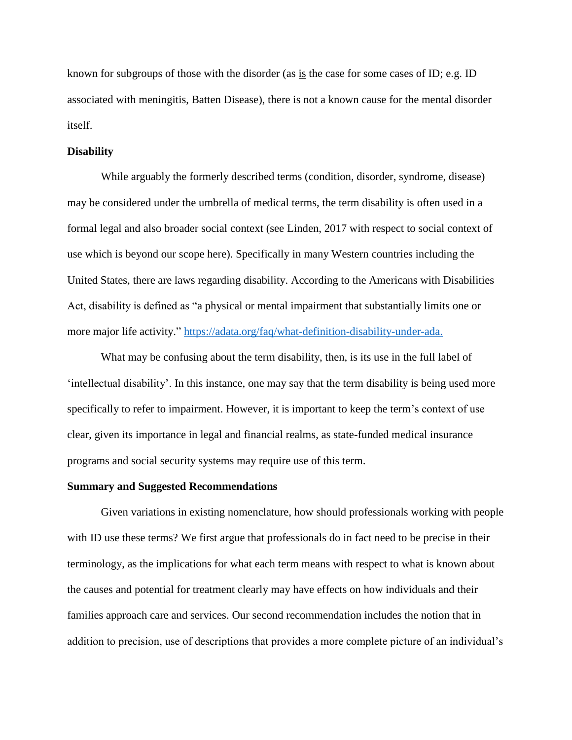known for subgroups of those with the disorder (as <u>is</u> the case for some cases of ID; e.g. ID associated with meningitis, Batten Disease), there is not a known cause for the mental disorder itself.

**Disability**

While arguably the formerly described terms (condition, disorder, syndrome, disease) may be considered under the umbrella of medical terms, the term disability is often used in a formal legal and also broader social context (see Linden, 2017 with respect to social context of use which is beyond our scope here). Specifically in many Western countries including the United States, there are laws regarding disability. According to the Americans with Disabilities Act, disability is defined as "a physical or mental impairment that substantially limits one or more major life activity." https://adata.org/faq/what-definition-disability-under-ada.

What may be confusing about the term disability, then, is its use in the full label of 'intellectual disability'. In this instance, one may say that the term disability is being used more specifically to refer to impairment. However, it is important to keep the term's context of use clear, given its importance in legal and financial realms, as state-funded medical insurance programs and social security systems may require use of this term.

**Summary and Suggested Recommendations**

Given variations in existing nomenclature, how should professionals working with people with ID use these terms? We first argue that professionals do in fact need to be precise in their terminology, as the implications for what each term means with respect to what is known about the causes and potential for treatment clearly may have effects on how individuals and their families approach care and services. Our second recommendation includes the notion that in addition to precision, use of descriptions that provides a more complete picture of an individual's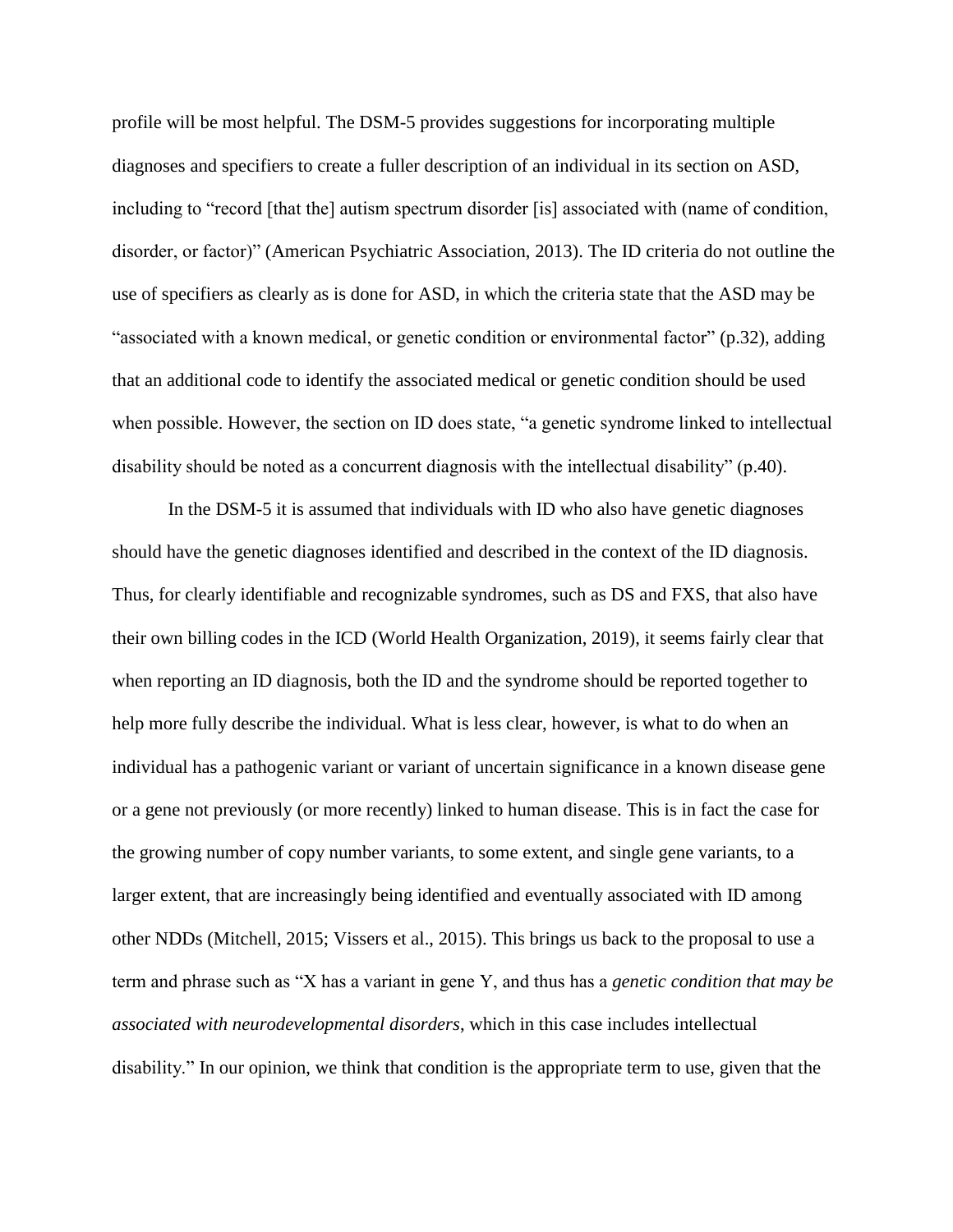profile will be most helpful. The DSM-5 provides suggestions for incorporating multiple diagnoses and specifiers to create a fuller description of an individual in its section on ASD, including to "record [that the] autism spectrum disorder [is] associated with (name of condition, disorder, or factor)" (American Psychiatric Association, 2013). The ID criteria do not outline the use of specifiers as clearly as is done for ASD, in which the criteria state that the ASD may be "associated with a known medical, or genetic condition or environmental factor" (p.32), adding that an additional code to identify the associated medical or genetic condition should be used when possible. However, the section on ID does state, "a genetic syndrome linked to intellectual disability should be noted as a concurrent diagnosis with the intellectual disability" (p.40).

In the DSM-5 it is assumed that individuals with ID who also have genetic diagnoses should have the genetic diagnoses identified and described in the context of the ID diagnosis. Thus, for clearly identifiable and recognizable syndromes, such as DS and FXS, that also have their own billing codes in the ICD (World Health Organization, 2019), it seems fairly clear that when reporting an ID diagnosis, both the ID and the syndrome should be reported together to help more fully describe the individual. What is less clear, however, is what to do when an individual has a pathogenic variant or variant of uncertain significance in a known disease gene or a gene not previously (or more recently) linked to human disease. This is in fact the case for the growing number of copy number variants, to some extent, and single gene variants, to a larger extent, that are increasingly being identified and eventually associated with ID among other NDDs (Mitchell, 2015; Vissers et al., 2015). This brings us back to the proposal to use a term and phrase such as "X has a variant in gene Y, and thus has a *genetic condition that may be associated with neurodevelopmental disorders*, which in this case includes intellectual disability." In our opinion, we think that condition is the appropriate term to use, given that the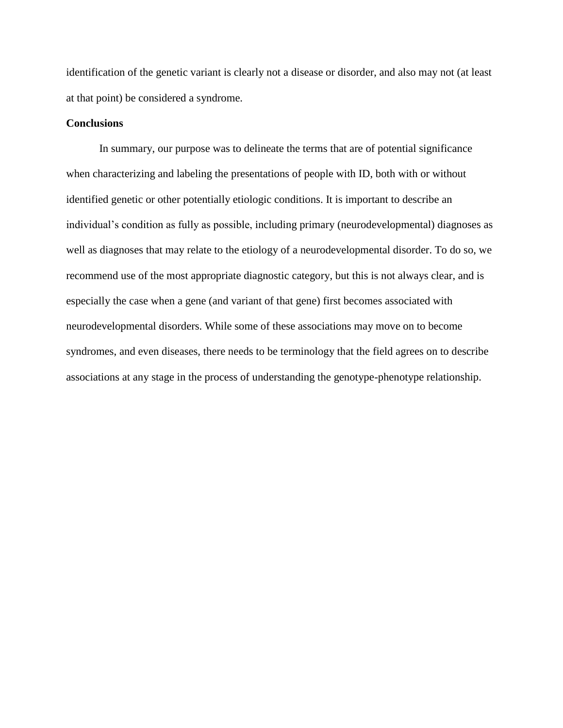identification of the genetic variant is clearly not a disease or disorder, and also may not (at least at that point) be considered a syndrome.

**Conclusions**

In summary, our purpose was to delineate the terms that are of potential significance when characterizing and labeling the presentations of people with ID, both with or without identified genetic or other potentially etiologic conditions. It is important to describe an individual's condition as fully as possible, including primary (neurodevelopmental) diagnoses as well as diagnoses that may relate to the etiology of a neurodevelopmental disorder. To do so, we recommend use of the most appropriate diagnostic category, but this is not always clear, and is especially the case when a gene (and variant of that gene) first becomes associated with neurodevelopmental disorders. While some of these associations may move on to become syndromes, and even diseases, there needs to be terminology that the field agrees on to describe associations at any stage in the process of understanding the genotype-phenotype relationship.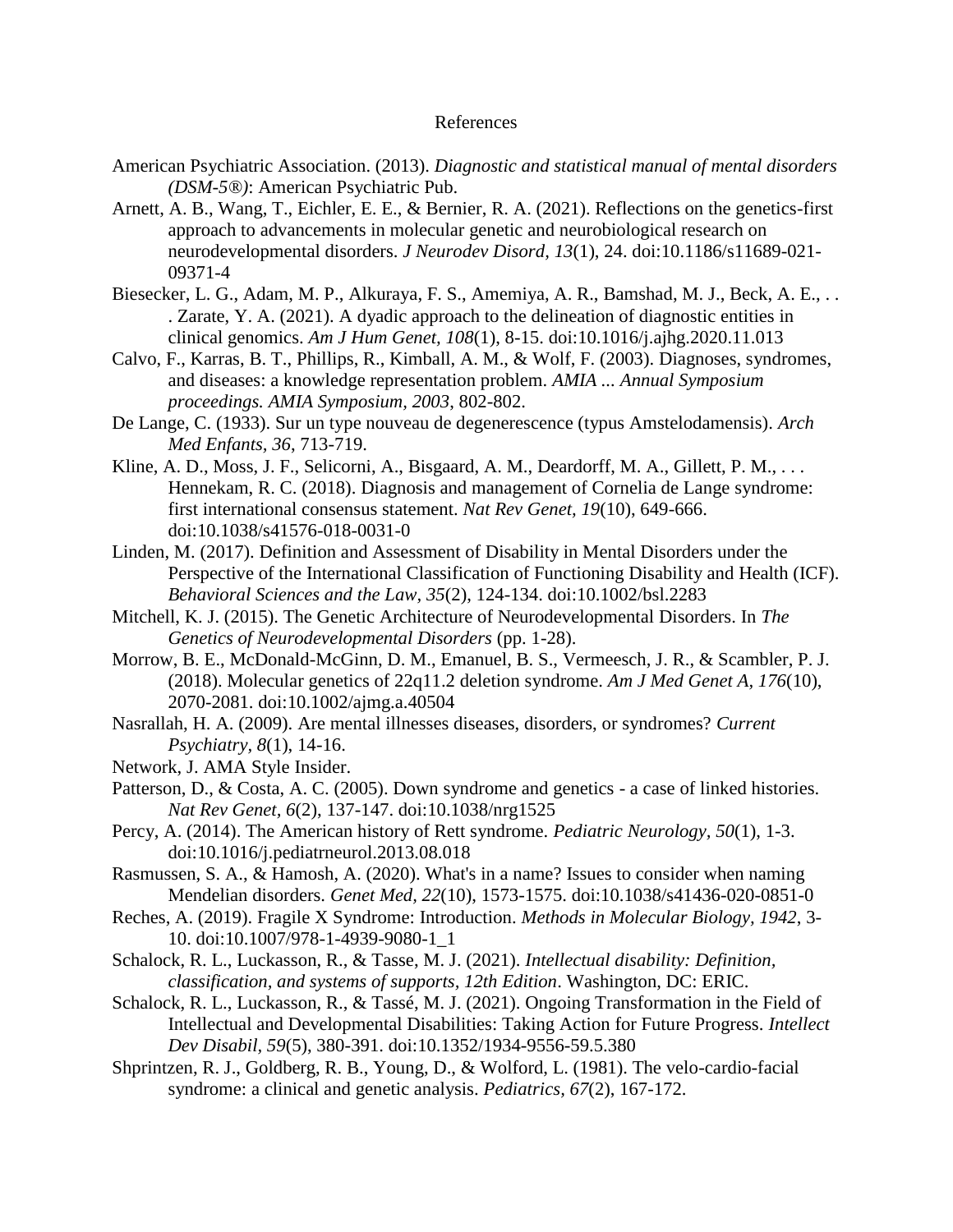# References

American Psychiatric Association. (2013). *Diagnostic and statistical manual of mental disorders (DSM-5®)*: American Psychiatric Pub.

Arnett, A. B., Wang, T., Eichler, E. E., & Bernier, R. A. (2021). Reflections on the genetics-first approach to advancements in molecular genetic and neurobiological research on neurodevelopmental disorders. *J Neurodev Disord, 13*(1), 24. doi:10.1186/s11689-021-09371-4

Biesecker, L. G., Adam, M. P., Alkuraya, F. S., Amemiya, A. R., Bamshad, M. J., Beck, A. E., . . . Zarate, Y. A. (2021). A dyadic approach to the delineation of diagnostic entities in clinical genomics. *Am J Hum Genet, 108*(1), 8-15. doi:10.1016/j.ajhg.2020.11.013

Calvo, F., Karras, B. T., Phillips, R., Kimball, A. M., & Wolf, F. (2003). Diagnoses, syndromes, and diseases: a knowledge representation problem. *AMIA ... Annual Symposium proceedings. AMIA Symposium, 2003*, 802-802.

De Lange, C. (1933). Sur un type nouveau de degenerescence (typus Amstelodamensis). *Arch Med Enfants, 36*, 713-719.

Kline, A. D., Moss, J. F., Selicorni, A., Bisgaard, A. M., Deardorff, M. A., Gillett, P. M., . . . Hennekam, R. C. (2018). Diagnosis and management of Cornelia de Lange syndrome: first international consensus statement. *Nat Rev Genet, 19*(10), 649-666. doi:10.1038/s41576-018-0031-0

Linden, M. (2017). Definition and Assessment of Disability in Mental Disorders under the Perspective of the International Classification of Functioning Disability and Health (ICF). *Behavioral Sciences and the Law, 35*(2), 124-134. doi:10.1002/bsl.2283

Mitchell, K. J. (2015). The Genetic Architecture of Neurodevelopmental Disorders. In *The Genetics of Neurodevelopmental Disorders* (pp. 1-28).

Morrow, B. E., McDonald-McGinn, D. M., Emanuel, B. S., Vermeesch, J. R., & Scambler, P. J. (2018). Molecular genetics of 22q11.2 deletion syndrome. *Am J Med Genet A, 176*(10), 2070-2081. doi:10.1002/ajmg.a.40504

Nasrallah, H. A. (2009). Are mental illnesses diseases, disorders, or syndromes? *Current Psychiatry, 8*(1), 14-16.

Network, J. AMA Style Insider.

Patterson, D., & Costa, A. C. (2005). Down syndrome and genetics - a case of linked histories. *Nat Rev Genet, 6*(2), 137-147. doi:10.1038/nrg1525

Percy, A. (2014). The American history of Rett syndrome. *Pediatric Neurology, 50*(1), 1-3. doi:10.1016/j.pediatrneurol.2013.08.018

Rasmussen, S. A., & Hamosh, A. (2020). What's in a name? Issues to consider when naming Mendelian disorders. *Genet Med, 22*(10), 1573-1575. doi:10.1038/s41436-020-0851-0

Reches, A. (2019). Fragile X Syndrome: Introduction. *Methods in Molecular Biology, 1942*, 3-10. doi:10.1007/978-1-4939-9080-1_1

Schalock, R. L., Luckasson, R., & Tasse, M. J. (2021). *Intellectual disability: Definition, classification, and systems of supports, 12th Edition*. Washington, DC: ERIC.

Schalock, R. L., Luckasson, R., & Tassé, M. J. (2021). Ongoing Transformation in the Field of Intellectual and Developmental Disabilities: Taking Action for Future Progress. *Intellect Dev Disabil, 59*(5), 380-391. doi:10.1352/1934-9556-59.5.380

Shprintzen, R. J., Goldberg, R. B., Young, D., & Wolford, L. (1981). The velo-cardio-facial syndrome: a clinical and genetic analysis. *Pediatrics, 67*(2), 167-172.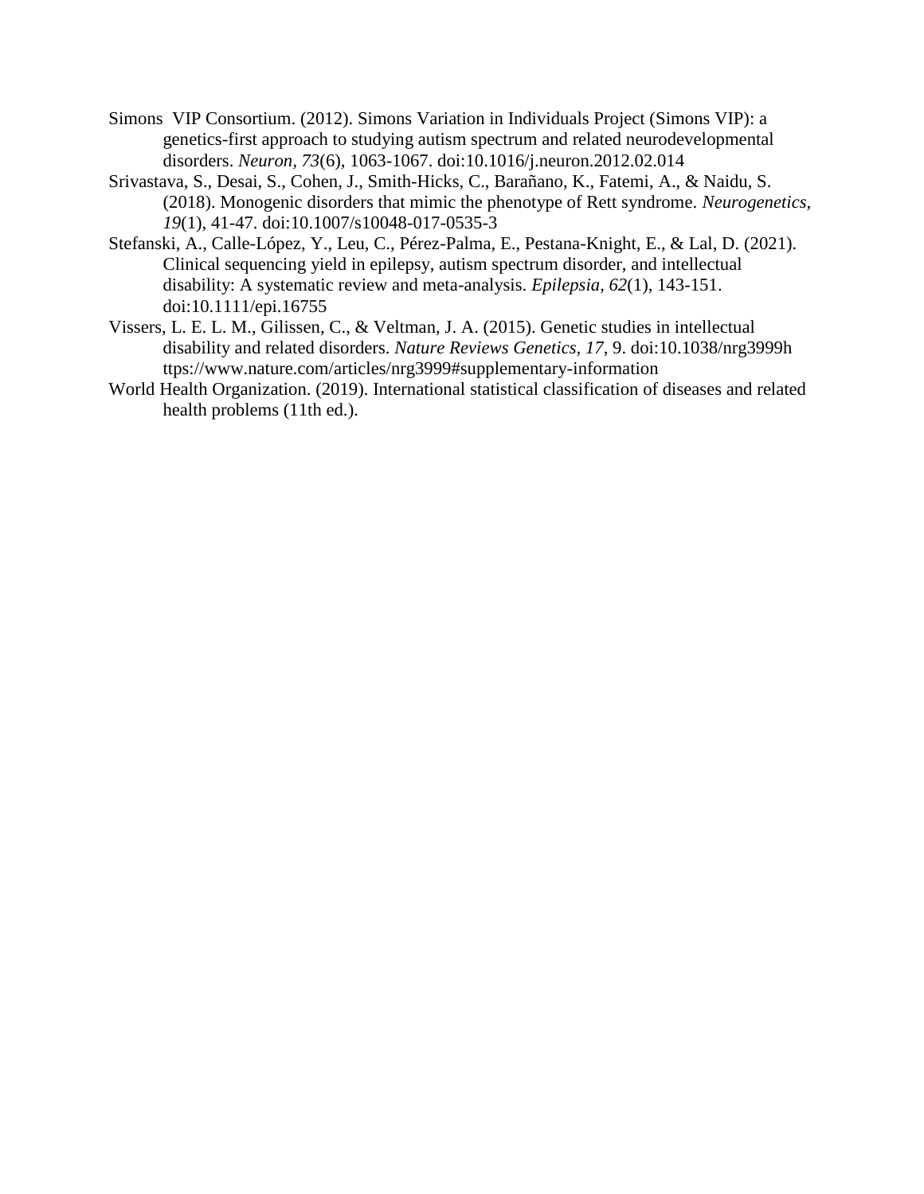Simons VIP Consortium. (2012). Simons Variation in Individuals Project (Simons VIP): a genetics-first approach to studying autism spectrum and related neurodevelopmental disorders. *Neuron, 73*(6), 1063-1067. doi:10.1016/j.neuron.2012.02.014

Srivastava, S., Desai, S., Cohen, J., Smith-Hicks, C., Barañano, K., Fatemi, A., & Naidu, S. (2018). Monogenic disorders that mimic the phenotype of Rett syndrome. *Neurogenetics, 19*(1), 41-47. doi:10.1007/s10048-017-0535-3

Stefanski, A., Calle-López, Y., Leu, C., Pérez-Palma, E., Pestana-Knight, E., & Lal, D. (2021). Clinical sequencing yield in epilepsy, autism spectrum disorder, and intellectual disability: A systematic review and meta-analysis. *Epilepsia, 62*(1), 143-151. doi:10.1111/epi.16755

Vissers, L. E. L. M., Gilissen, C., & Veltman, J. A. (2015). Genetic studies in intellectual disability and related disorders. *Nature Reviews Genetics, 17*, 9. doi:10.1038/nrg3999h ttps://www.nature.com/articles/nrg3999#supplementary-information

World Health Organization. (2019). International statistical classification of diseases and related health problems (11th ed.).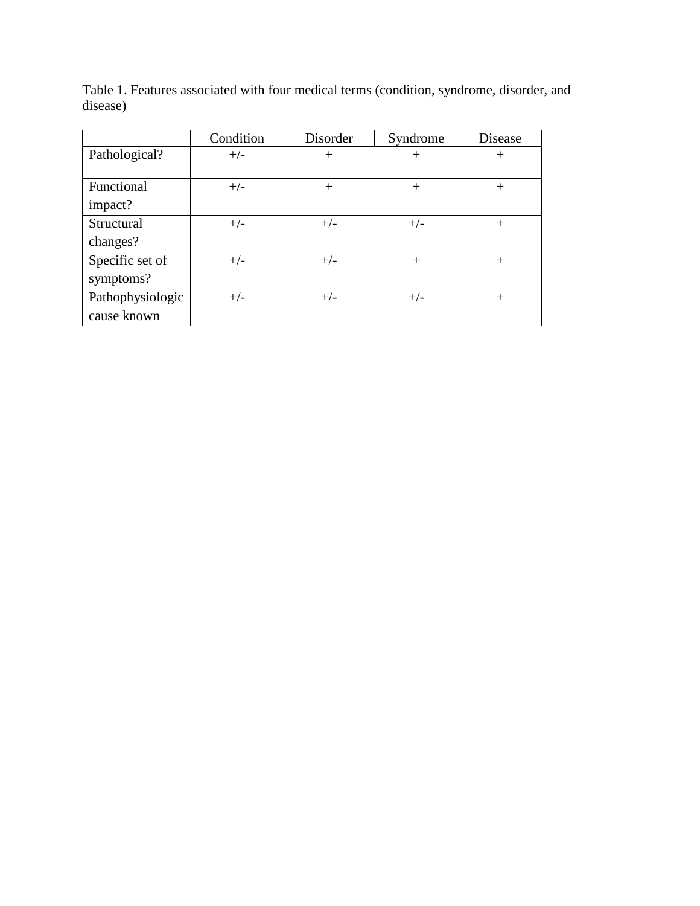Table 1. Features associated with four medical terms (condition, syndrome, disorder, and disease)

| | Condition | Disorder | Syndrome | Disease |
|---|---|---|---|---|
| Pathological? | +/- | + | + | + |
| Functional impact? | +/- | + | + | + |
| Structural changes? | +/- | +/- | +/- | + |
| Specific set of symptoms? | +/- | +/- | + | + |
| Pathophysiologic cause known | +/- | +/- | +/- | + |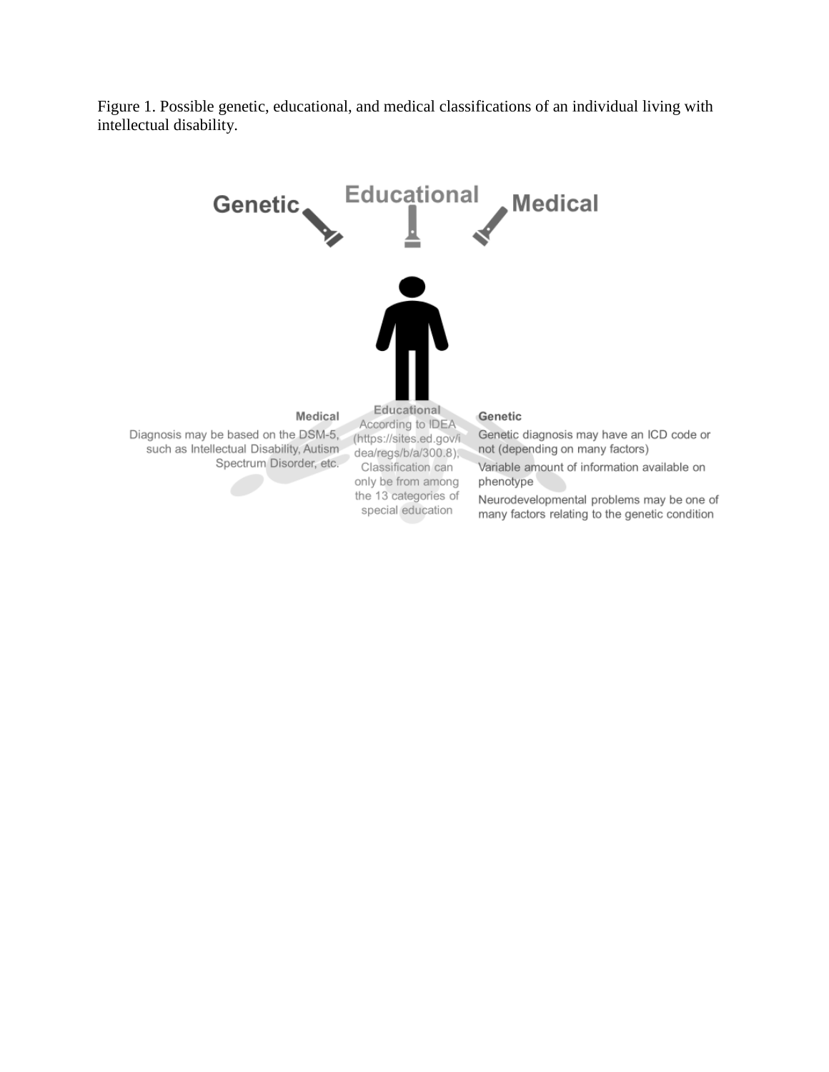Figure 1. Possible genetic, educational, and medical classifications of an individual living with intellectual disability.

Genetic

Educational

Medical

Medical

Diagnosis may be based on the DSM-5, such as Intellectual Disability, Autism Spectrum Disorder, etc.

Educational

According to IDEA (https://sites.ed.gov/idea/regs/b/a/300.8), Classification can only be from among the 13 categories of special education

Genetic

Genetic diagnosis may have an ICD code or not (depending on many factors)

Variable amount of information available on phenotype

Neurodevelopmental problems may be one of many factors relating to the genetic condition